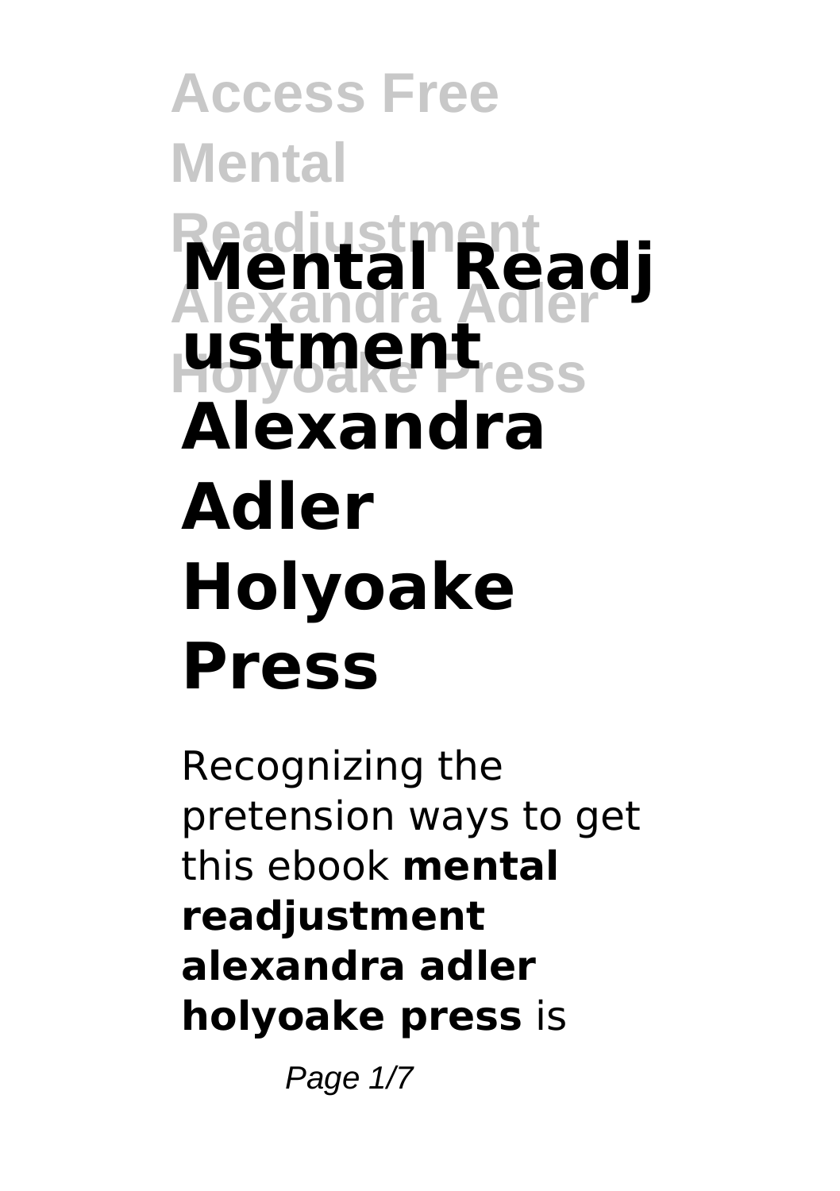# Mental Readjustment Alexandra Adler Holyoake Press

Recognizing the pretension ways to get this ebook **mental readjustment alexandra adler holyoake press** is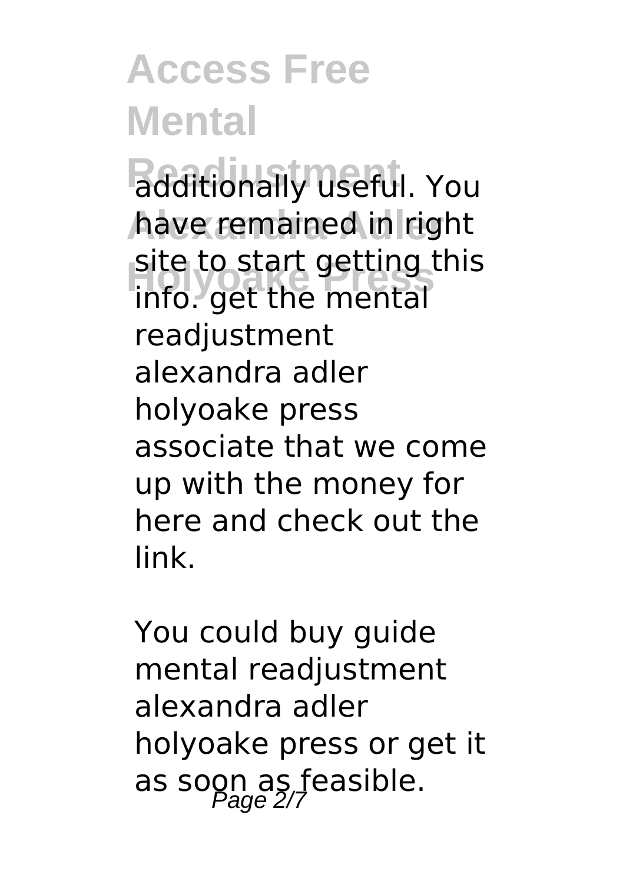additionally useful. You have remained in right site to start getting this info. get the mental readjustment alexandra adler holyoake press associate that we come up with the money for here and check out the link.

You could buy guide mental readjustment alexandra adler holyoake press or get it as soon as feasible.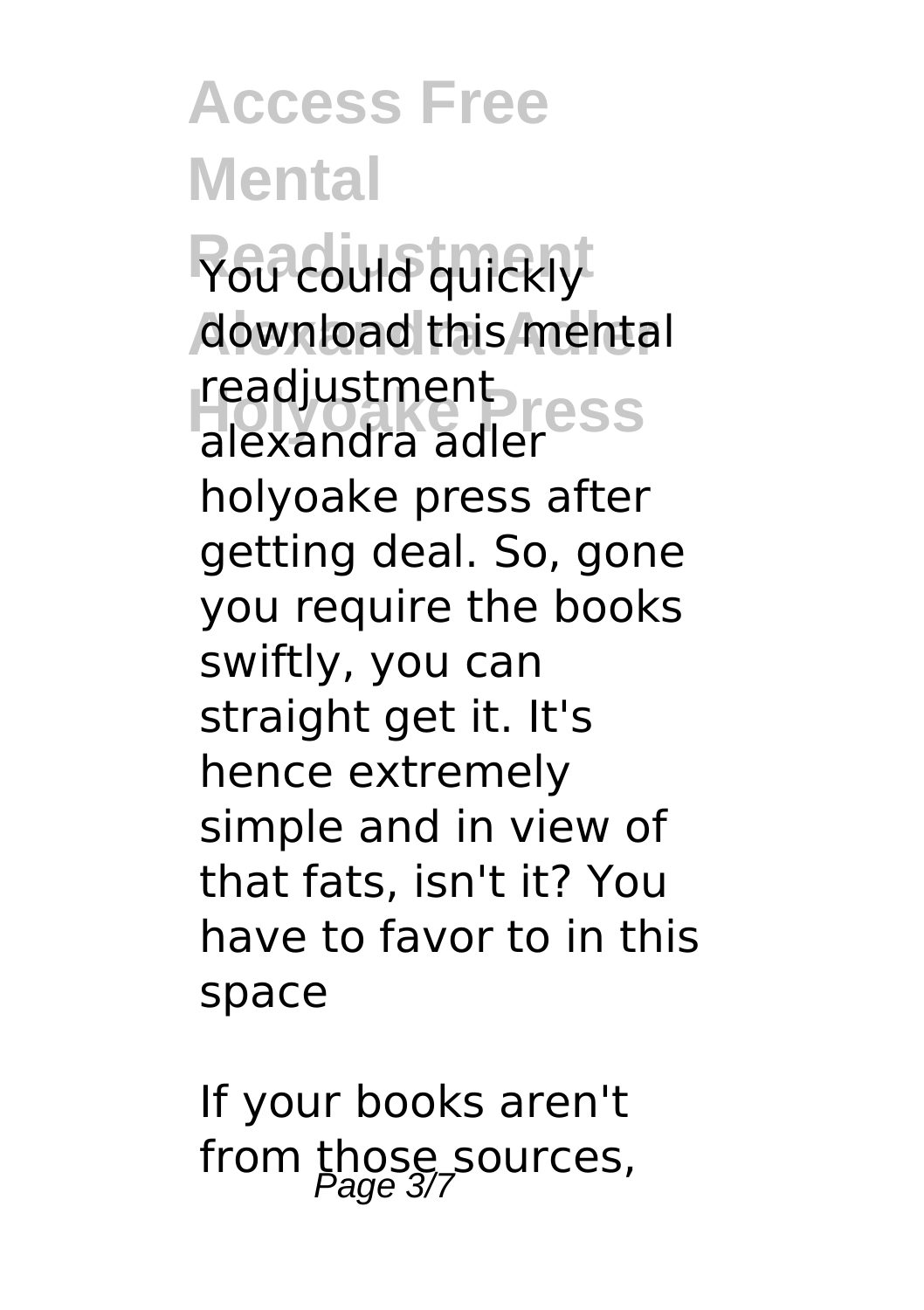You could quickly download this mental readjustment alexandra adler holyoake press after getting deal. So, gone you require the books swiftly, you can straight get it. It's hence extremely simple and in view of that fats, isn't it? You have to favor to in this space

If your books aren't from those sources,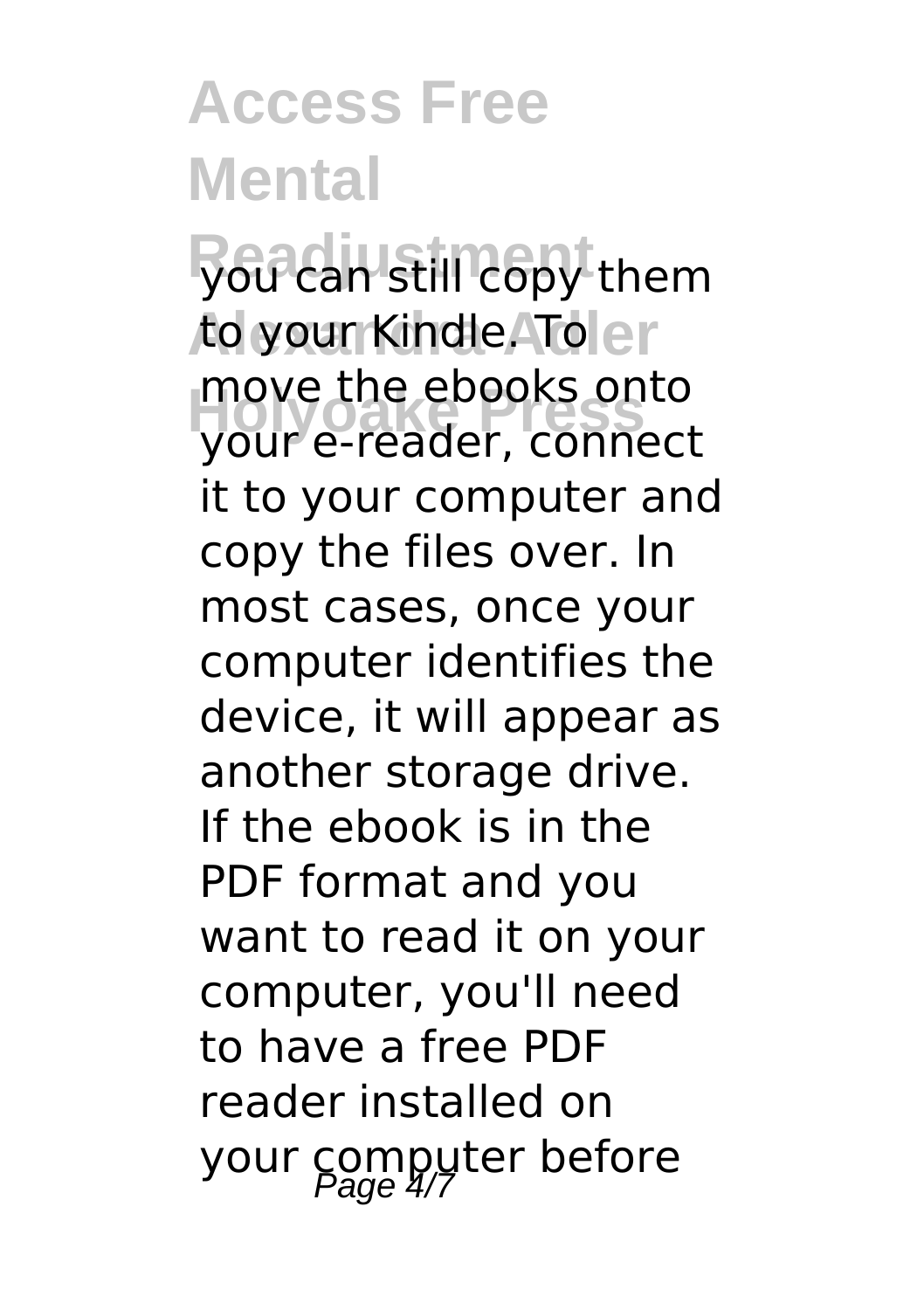you can still copy them to your Kindle. To move the ebooks onto your e-reader, connect it to your computer and copy the files over. In most cases, once your computer identifies the device, it will appear as another storage drive. If the ebook is in the PDF format and you want to read it on your computer, you'll need to have a free PDF reader installed on your computer before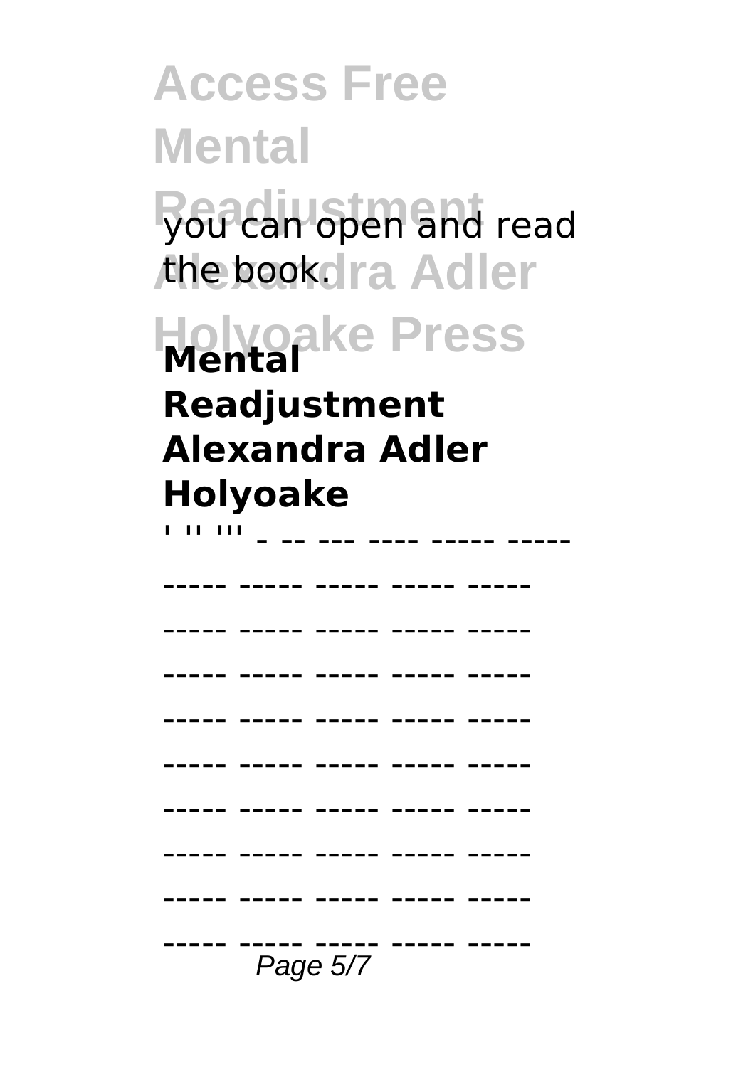you can open and read the book.

**Mental Readjustment Alexandra Adler Holyoake**

' '' ''' - -- --- ---- ----- -----

----- ----- ----- ----- -----

----- ----- ----- ----- -----

----- ----- ----- ----- -----

----- ----- ----- ----- -----

----- ----- ----- ----- -----

----- ----- ----- ----- -----

----- ----- ----- ----- -----

----- ----- ----- ----- -----

----- ----- ----- ----- -----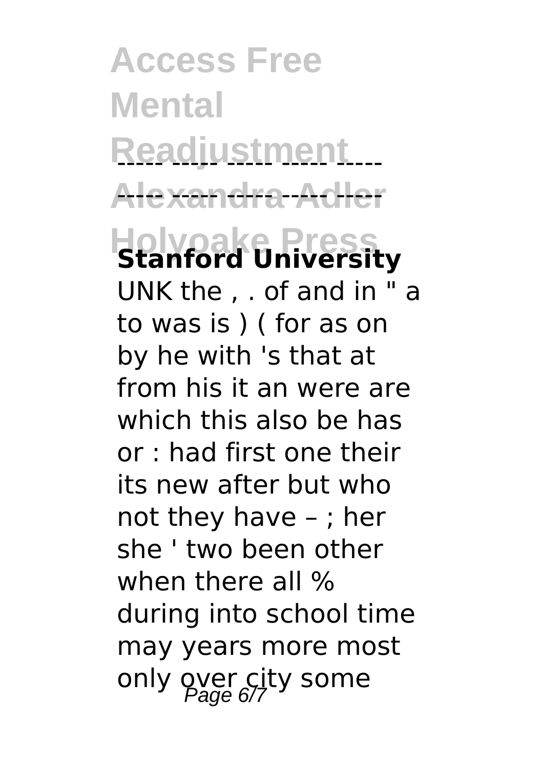**Stanford University**

UNK the , . of and in " a to was is ) ( for as on by he with 's that at from his it an were are which this also be has or : had first one their its new after but who not they have – ; her she ' two been other when there all % during into school time may years more most only over city some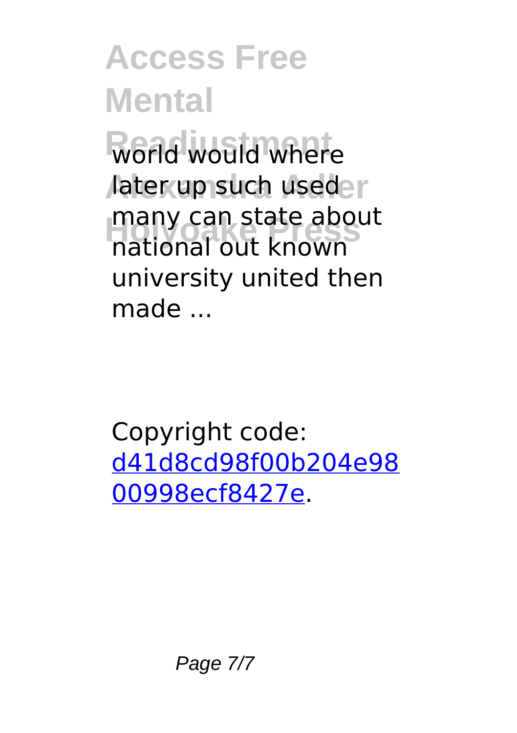world would where later up such used many can state about national out known university united then made ...

Copyright code: [d41d8cd98f00b204e9800998ecf8427e](d41d8cd98f00b204e9800998ecf8427e).